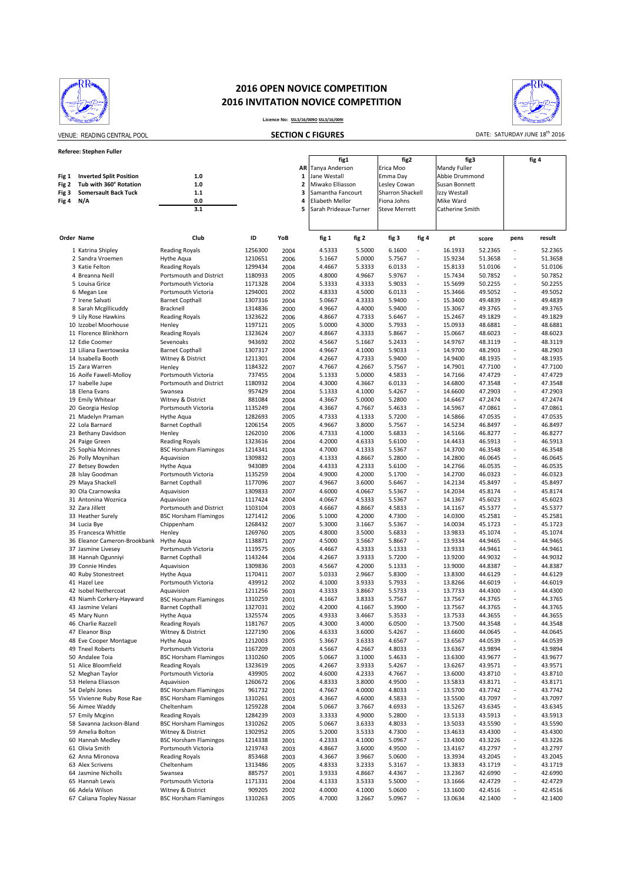# 2016 OPEN NOVICE COMPETITION
# 2016 INVITATION NOVICE COMPETITION

**Licence No: SSL3/16/009O SSL3/16/009I**

VENUE: READING CENTRAL POOL

**SECTION C FIGURES**

DATE: SATURDAY JUNE 18th 2016

**Referee: Stephen Fuller**

| | | DD |
|---|---|---|
| Fig 1 | Inverted Split Position | 1.0 |
| Fig 2 | Tub with 360° Rotation | 1.0 |
| Fig 3 | Somersault Back Tuck | 1.1 |
| Fig 4 | N/A | 0.0 |
| | | 3.1 |

| | fig1 | fig2 | fig3 | fig 4 |
|---|---|---|---|---|
| AR | Tanya Anderson | Erica Moo | Mandy Fuller | |
| 1 | Jane Westall | Emma Day | Abbie Drummond | |
| 2 | Miwako Elliasson | Lesley Cowan | Susan Bonnett | |
| 3 | Samantha Fancourt | Sharron Shackell | Izzy Westall | |
| 4 | Eliabeth Mellor | Fiona Johns | Mike Ward | |
| 5 | Sarah Prideaux-Turner | Steve Merrett | Catherine Smith | |

| Order | Name | Club | ID | YoB | fig 1 | fig 2 | fig 3 | fig 4 | pt | score | pens | result |
|---|---|---|---|---|---|---|---|---|---|---|---|---|
| 1 | Katrina Shipley | Reading Royals | 1256300 | 2004 | 4.5333 | 5.5000 | 6.1600 | - | 16.1933 | 52.2365 | - | 52.2365 |
| 2 | Sandra Vroemen | Hythe Aqua | 1210651 | 2006 | 5.1667 | 5.0000 | 5.7567 | - | 15.9234 | 51.3658 | - | 51.3658 |
| 3 | Katie Felton | Reading Royals | 1299434 | 2004 | 4.4667 | 5.3333 | 6.0133 | - | 15.8133 | 51.0106 | - | 51.0106 |
| 4 | Breanna Neill | Portsmouth and District | 1180933 | 2005 | 4.8000 | 4.9667 | 5.9767 | - | 15.7434 | 50.7852 | - | 50.7852 |
| 5 | Louisa Grice | Portsmouth Victoria | 1171328 | 2004 | 5.3333 | 4.3333 | 5.9033 | - | 15.5699 | 50.2255 | - | 50.2255 |
| 6 | Megan Lee | Portsmouth Victoria | 1294001 | 2002 | 4.8333 | 4.5000 | 6.0133 | - | 15.3466 | 49.5052 | - | 49.5052 |
| 7 | Irene Salvati | Barnet Copthall | 1307316 | 2004 | 5.0667 | 4.3333 | 5.9400 | - | 15.3400 | 49.4839 | - | 49.4839 |
| 8 | Sarah Mcgillicuddy | Bracknell | 1314836 | 2000 | 4.9667 | 4.4000 | 5.9400 | - | 15.3067 | 49.3765 | - | 49.3765 |
| 9 | Lily Rose Hawkins | Reading Royals | 1323622 | 2006 | 4.8667 | 4.7333 | 5.6467 | - | 15.2467 | 49.1829 | - | 49.1829 |
| 10 | Izzobel Moorhouse | Henley | 1197121 | 2005 | 5.0000 | 4.3000 | 5.7933 | - | 15.0933 | 48.6881 | - | 48.6881 |
| 11 | Florence Blinkhorn | Reading Royals | 1323624 | 2007 | 4.8667 | 4.3333 | 5.8667 | - | 15.0667 | 48.6023 | - | 48.6023 |
| 12 | Edie Coomer | Sevenoaks | 943692 | 2002 | 4.5667 | 5.1667 | 5.2433 | - | 14.9767 | 48.3119 | - | 48.3119 |
| 13 | Liliana Ewertowska | Barnet Copthall | 1307317 | 2004 | 4.9667 | 4.1000 | 5.9033 | - | 14.9700 | 48.2903 | - | 48.2903 |
| 14 | Issabella Booth | Witney & District | 1211301 | 2004 | 4.2667 | 4.7333 | 5.9400 | - | 14.9400 | 48.1935 | - | 48.1935 |
| 15 | Zara Warren | Henley | 1184322 | 2007 | 4.7667 | 4.2667 | 5.7567 | - | 14.7901 | 47.7100 | - | 47.7100 |
| 16 | Aoife Fawell-Molloy | Portsmouth Victoria | 737455 | 2004 | 5.1333 | 5.0000 | 4.5833 | - | 14.7166 | 47.4729 | - | 47.4729 |
| 17 | Isabelle Jupe | Portsmouth and District | 1180932 | 2004 | 4.3000 | 4.3667 | 6.0133 | - | 14.6800 | 47.3548 | - | 47.3548 |
| 18 | Elena Evans | Swansea | 957429 | 2004 | 5.1333 | 4.1000 | 5.4267 | - | 14.6600 | 47.2903 | - | 47.2903 |
| 19 | Emily Whitear | Witney & District | 881084 | 2004 | 4.3667 | 5.0000 | 5.2800 | - | 14.6467 | 47.2474 | - | 47.2474 |
| 20 | Georgia Heslop | Portsmouth Victoria | 1135249 | 2004 | 4.3667 | 4.7667 | 5.4633 | - | 14.5967 | 47.0861 | - | 47.0861 |
| 21 | Madelyn Praman | Hythe Aqua | 1282693 | 2005 | 4.7333 | 4.1333 | 5.7200 | - | 14.5866 | 47.0535 | - | 47.0535 |
| 22 | Lola Barnard | Barnet Copthall | 1206154 | 2005 | 4.9667 | 3.8000 | 5.7567 | - | 14.5234 | 46.8497 | - | 46.8497 |
| 23 | Bethany Davidson | Henley | 1262010 | 2006 | 4.7333 | 4.1000 | 5.6833 | - | 14.5166 | 46.8277 | - | 46.8277 |
| 24 | Paige Green | Reading Royals | 1323616 | 2004 | 4.2000 | 4.6333 | 5.6100 | - | 14.4433 | 46.5913 | - | 46.5913 |
| 25 | Sophia Mcinnes | BSC Horsham Flamingos | 1214341 | 2004 | 4.7000 | 4.1333 | 5.5367 | - | 14.3700 | 46.3548 | - | 46.3548 |
| 26 | Polly Moynihan | Aquavision | 1309832 | 2003 | 4.1333 | 4.8667 | 5.2800 | - | 14.2800 | 46.0645 | - | 46.0645 |
| 27 | Betsey Bowden | Hythe Aqua | 943089 | 2004 | 4.4333 | 4.2333 | 5.6100 | - | 14.2766 | 46.0535 | - | 46.0535 |
| 28 | Islay Goodman | Portsmouth Victoria | 1135259 | 2004 | 4.9000 | 4.2000 | 5.1700 | - | 14.2700 | 46.0323 | - | 46.0323 |
| 29 | Maya Shackell | Barnet Copthall | 1177096 | 2007 | 4.9667 | 3.6000 | 5.6467 | - | 14.2134 | 45.8497 | - | 45.8497 |
| 30 | Ola Czarnowska | Aquavision | 1309833 | 2007 | 4.6000 | 4.0667 | 5.5367 | - | 14.2034 | 45.8174 | - | 45.8174 |
| 31 | Antonina Woznica | Aquavision | 1117424 | 2004 | 4.0667 | 4.5333 | 5.5367 | - | 14.1367 | 45.6023 | - | 45.6023 |
| 32 | Zara Jillett | Portsmouth and District | 1103104 | 2003 | 4.6667 | 4.8667 | 4.5833 | - | 14.1167 | 45.5377 | - | 45.5377 |
| 33 | Heather Surely | BSC Horsham Flamingos | 1271412 | 2006 | 5.1000 | 4.2000 | 4.7300 | - | 14.0300 | 45.2581 | - | 45.2581 |
| 34 | Lucia Bye | Chippenham | 1268432 | 2007 | 5.3000 | 3.1667 | 5.5367 | - | 14.0034 | 45.1723 | - | 45.1723 |
| 35 | Francesca Whittle | Henley | 1269760 | 2005 | 4.8000 | 3.5000 | 5.6833 | - | 13.9833 | 45.1074 | - | 45.1074 |
| 36 | Eleanor Cameron-Brookbank | Hythe Aqua | 1138871 | 2007 | 4.5000 | 3.5667 | 5.8667 | - | 13.9334 | 44.9465 | - | 44.9465 |
| 37 | Jasmine Livesey | Portsmouth Victoria | 1119575 | 2005 | 4.4667 | 4.3333 | 5.1333 | - | 13.9333 | 44.9461 | - | 44.9461 |
| 38 | Hannah Ogunniyi | Barnet Copthall | 1143244 | 2004 | 4.2667 | 3.9333 | 5.7200 | - | 13.9200 | 44.9032 | - | 44.9032 |
| 39 | Connie Hindes | Aquavision | 1309836 | 2003 | 4.5667 | 4.2000 | 5.1333 | - | 13.9000 | 44.8387 | - | 44.8387 |
| 40 | Ruby Stonestreet | Hythe Aqua | 1170411 | 2007 | 5.0333 | 2.9667 | 5.8300 | - | 13.8300 | 44.6129 | - | 44.6129 |
| 41 | Hazel Lee | Portsmouth Victoria | 439912 | 2002 | 4.1000 | 3.9333 | 5.7933 | - | 13.8266 | 44.6019 | - | 44.6019 |
| 42 | Isobel Nethercoat | Aquavision | 1211256 | 2003 | 4.3333 | 3.8667 | 5.5733 | - | 13.7733 | 44.4300 | - | 44.4300 |
| 43 | Niamh Corkery-Hayward | BSC Horsham Flamingos | 1310259 | 2001 | 4.1667 | 3.8333 | 5.7567 | - | 13.7567 | 44.3765 | - | 44.3765 |
| 43 | Jasmine Velani | Barnet Copthall | 1327031 | 2002 | 4.2000 | 4.1667 | 5.3900 | - | 13.7567 | 44.3765 | - | 44.3765 |
| 45 | Mary Nunn | Hythe Aqua | 1325574 | 2005 | 4.9333 | 3.4667 | 5.3533 | - | 13.7533 | 44.3655 | - | 44.3655 |
| 46 | Charlie Razzell | Reading Royals | 1181767 | 2005 | 4.3000 | 3.4000 | 6.0500 | - | 13.7500 | 44.3548 | - | 44.3548 |
| 47 | Eleanor Bisp | Witney & District | 1227190 | 2006 | 4.6333 | 3.6000 | 5.4267 | - | 13.6600 | 44.0645 | - | 44.0645 |
| 48 | Eve Cooper Montague | Hythe Aqua | 1212003 | 2005 | 5.3667 | 3.6333 | 4.6567 | - | 13.6567 | 44.0539 | - | 44.0539 |
| 49 | Tneel Roberts | Portsmouth Victoria | 1167209 | 2003 | 4.5667 | 4.2667 | 4.8033 | - | 13.6367 | 43.9894 | - | 43.9894 |
| 50 | Andalee Toia | BSC Horsham Flamingos | 1310260 | 2005 | 5.0667 | 3.1000 | 5.4633 | - | 13.6300 | 43.9677 | - | 43.9677 |
| 51 | Alice Bloomfield | Reading Royals | 1323619 | 2005 | 4.2667 | 3.9333 | 5.4267 | - | 13.6267 | 43.9571 | - | 43.9571 |
| 52 | Meghan Taylor | Portsmouth Victoria | 439905 | 2002 | 4.6000 | 4.2333 | 4.7667 | - | 13.6000 | 43.8710 | - | 43.8710 |
| 53 | Helena Eliasson | Aquavision | 1260672 | 2006 | 4.8333 | 3.8000 | 4.9500 | - | 13.5833 | 43.8171 | - | 43.8171 |
| 54 | Delphi Jones | BSC Horsham Flamingos | 961732 | 2001 | 4.7667 | 4.0000 | 4.8033 | - | 13.5700 | 43.7742 | - | 43.7742 |
| 55 | Vivienne Ruby Rose Rae | BSC Horsham Flamingos | 1310261 | 2003 | 4.3667 | 4.6000 | 4.5833 | - | 13.5500 | 43.7097 | - | 43.7097 |
| 56 | Aimee Waddy | Cheltenham | 1259228 | 2004 | 5.0667 | 3.7667 | 4.6933 | - | 13.5267 | 43.6345 | - | 43.6345 |
| 57 | Emily Mcginn | Reading Royals | 1284239 | 2003 | 3.3333 | 4.9000 | 5.2800 | - | 13.5133 | 43.5913 | - | 43.5913 |
| 58 | Savanna Jackson-Bland | BSC Horsham Flamingos | 1310262 | 2005 | 5.0667 | 3.6333 | 4.8033 | - | 13.5033 | 43.5590 | - | 43.5590 |
| 59 | Amelia Bolton | Witney & District | 1302952 | 2005 | 5.2000 | 3.5333 | 4.7300 | - | 13.4633 | 43.4300 | - | 43.4300 |
| 60 | Hannah Medley | BSC Horsham Flamingos | 1214338 | 2001 | 4.2333 | 4.1000 | 5.0967 | - | 13.4300 | 43.3226 | - | 43.3226 |
| 61 | Olivia Smith | Portsmouth Victoria | 1219743 | 2003 | 4.8667 | 3.6000 | 4.9500 | - | 13.4167 | 43.2797 | - | 43.2797 |
| 62 | Anna Mironova | Reading Royals | 853468 | 2003 | 4.3667 | 3.9667 | 5.0600 | - | 13.3934 | 43.2045 | - | 43.2045 |
| 63 | Alex Scrivens | Cheltenham | 1313486 | 2005 | 4.8333 | 3.2333 | 5.3167 | - | 13.3833 | 43.1719 | - | 43.1719 |
| 64 | Jasmine Nicholls | Swansea | 885757 | 2001 | 3.9333 | 4.8667 | 4.4367 | - | 13.2367 | 42.6990 | - | 42.6990 |
| 65 | Hannah Lewis | Portsmouth Victoria | 1171331 | 2004 | 4.1333 | 3.5333 | 5.5000 | - | 13.1666 | 42.4729 | - | 42.4729 |
| 66 | Adela Wilson | Witney & District | 909205 | 2002 | 4.0000 | 4.1000 | 5.0600 | - | 13.1600 | 42.4516 | - | 42.4516 |
| 67 | Caliana Topley Nassar | BSC Horsham Flamingos | 1310263 | 2005 | 4.7000 | 3.2667 | 5.0967 | - | 13.0634 | 42.1400 | - | 42.1400 |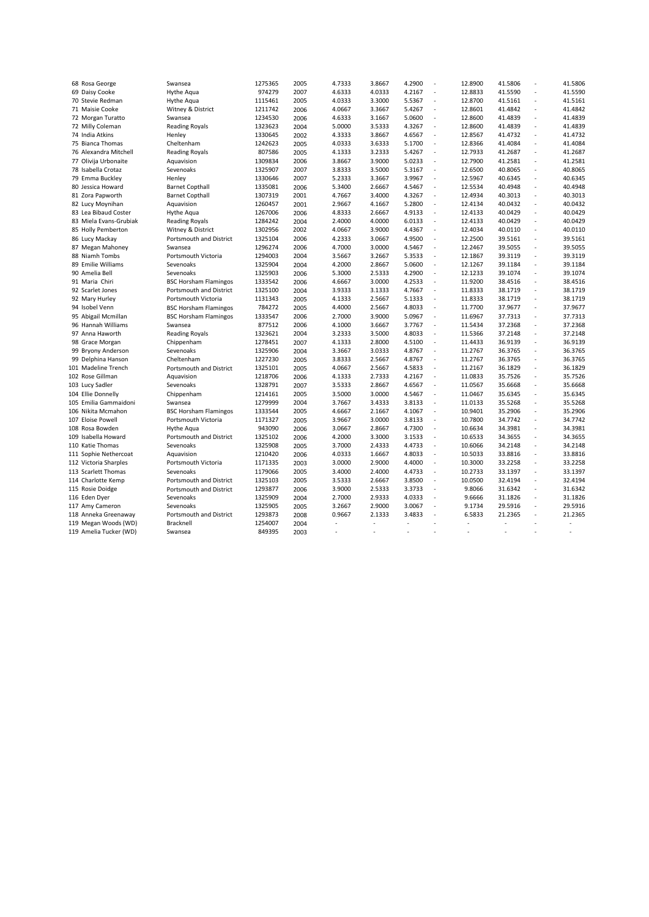| | | | | | | | | | | | | | |
|---|---|---|---|---|---|---|---|---|---|---|---|---|---|
| 68 | Rosa George | Swansea | 1275365 | 2005 | 4.7333 | 3.8667 | 4.2900 | - | 12.8900 | 41.5806 | - | 41.5806 |
| 69 | Daisy Cooke | Hythe Aqua | 974279 | 2007 | 4.6333 | 4.0333 | 4.2167 | - | 12.8833 | 41.5590 | - | 41.5590 |
| 70 | Stevie Redman | Hythe Aqua | 1115461 | 2005 | 4.0333 | 3.3000 | 5.5367 | - | 12.8700 | 41.5161 | - | 41.5161 |
| 71 | Maisie Cooke | Witney & District | 1211742 | 2006 | 4.0667 | 3.3667 | 5.4267 | - | 12.8601 | 41.4842 | - | 41.4842 |
| 72 | Morgan Turatto | Swansea | 1234530 | 2006 | 4.6333 | 3.1667 | 5.0600 | - | 12.8600 | 41.4839 | - | 41.4839 |
| 72 | Milly Coleman | Reading Royals | 1323623 | 2004 | 5.0000 | 3.5333 | 4.3267 | - | 12.8600 | 41.4839 | - | 41.4839 |
| 74 | India Atkins | Henley | 1330645 | 2002 | 4.3333 | 3.8667 | 4.6567 | - | 12.8567 | 41.4732 | - | 41.4732 |
| 75 | Bianca Thomas | Cheltenham | 1242623 | 2005 | 4.0333 | 3.6333 | 5.1700 | - | 12.8366 | 41.4084 | - | 41.4084 |
| 76 | Alexandra Mitchell | Reading Royals | 807586 | 2005 | 4.1333 | 3.2333 | 5.4267 | - | 12.7933 | 41.2687 | - | 41.2687 |
| 77 | Olivija Urbonaite | Aquavision | 1309834 | 2006 | 3.8667 | 3.9000 | 5.0233 | - | 12.7900 | 41.2581 | - | 41.2581 |
| 78 | Isabella Crotaz | Sevenoaks | 1325907 | 2007 | 3.8333 | 3.5000 | 5.3167 | - | 12.6500 | 40.8065 | - | 40.8065 |
| 79 | Emma Buckley | Henley | 1330646 | 2007 | 5.2333 | 3.3667 | 3.9967 | - | 12.5967 | 40.6345 | - | 40.6345 |
| 80 | Jessica Howard | Barnet Copthall | 1335081 | 2006 | 5.3400 | 2.6667 | 4.5467 | - | 12.5534 | 40.4948 | - | 40.4948 |
| 81 | Zora Papworth | Barnet Copthall | 1307319 | 2001 | 4.7667 | 3.4000 | 4.3267 | - | 12.4934 | 40.3013 | - | 40.3013 |
| 82 | Lucy Moynihan | Aquavision | 1260457 | 2001 | 2.9667 | 4.1667 | 5.2800 | - | 12.4134 | 40.0432 | - | 40.0432 |
| 83 | Lea Bibaud Coster | Hythe Aqua | 1267006 | 2006 | 4.8333 | 2.6667 | 4.9133 | - | 12.4133 | 40.0429 | - | 40.0429 |
| 83 | Miela Evans-Grubiak | Reading Royals | 1284242 | 2004 | 2.4000 | 4.0000 | 6.0133 | - | 12.4133 | 40.0429 | - | 40.0429 |
| 85 | Holly Pemberton | Witney & District | 1302956 | 2002 | 4.0667 | 3.9000 | 4.4367 | - | 12.4034 | 40.0110 | - | 40.0110 |
| 86 | Lucy Mackay | Portsmouth and District | 1325104 | 2006 | 4.2333 | 3.0667 | 4.9500 | - | 12.2500 | 39.5161 | - | 39.5161 |
| 87 | Megan Mahoney | Swansea | 1296274 | 2006 | 4.7000 | 3.0000 | 4.5467 | - | 12.2467 | 39.5055 | - | 39.5055 |
| 88 | Niamh Tombs | Portsmouth Victoria | 1294003 | 2004 | 3.5667 | 3.2667 | 5.3533 | - | 12.1867 | 39.3119 | - | 39.3119 |
| 89 | Emilie Williams | Sevenoaks | 1325904 | 2004 | 4.2000 | 2.8667 | 5.0600 | - | 12.1267 | 39.1184 | - | 39.1184 |
| 90 | Amelia Bell | Sevenoaks | 1325903 | 2006 | 5.3000 | 2.5333 | 4.2900 | - | 12.1233 | 39.1074 | - | 39.1074 |
| 91 | Maria Chiri | BSC Horsham Flamingos | 1333542 | 2006 | 4.6667 | 3.0000 | 4.2533 | - | 11.9200 | 38.4516 | - | 38.4516 |
| 92 | Scarlet Jones | Portsmouth and District | 1325100 | 2004 | 3.9333 | 3.1333 | 4.7667 | - | 11.8333 | 38.1719 | - | 38.1719 |
| 92 | Mary Hurley | Portsmouth Victoria | 1131343 | 2005 | 4.1333 | 2.5667 | 5.1333 | - | 11.8333 | 38.1719 | - | 38.1719 |
| 94 | Isobel Venn | BSC Horsham Flamingos | 784272 | 2005 | 4.4000 | 2.5667 | 4.8033 | - | 11.7700 | 37.9677 | - | 37.9677 |
| 95 | Abigail Mcmillan | BSC Horsham Flamingos | 1333547 | 2006 | 2.7000 | 3.9000 | 5.0967 | - | 11.6967 | 37.7313 | - | 37.7313 |
| 96 | Hannah Williams | Swansea | 877512 | 2006 | 4.1000 | 3.6667 | 3.7767 | - | 11.5434 | 37.2368 | - | 37.2368 |
| 97 | Anna Haworth | Reading Royals | 1323621 | 2004 | 3.2333 | 3.5000 | 4.8033 | - | 11.5366 | 37.2148 | - | 37.2148 |
| 98 | Grace Morgan | Chippenham | 1278451 | 2007 | 4.1333 | 2.8000 | 4.5100 | - | 11.4433 | 36.9139 | - | 36.9139 |
| 99 | Bryony Anderson | Sevenoaks | 1325906 | 2004 | 3.3667 | 3.0333 | 4.8767 | - | 11.2767 | 36.3765 | - | 36.3765 |
| 99 | Delphina Hanson | Cheltenham | 1227230 | 2005 | 3.8333 | 2.5667 | 4.8767 | - | 11.2767 | 36.3765 | - | 36.3765 |
| 101 | Madeline Trench | Portsmouth and District | 1325101 | 2005 | 4.0667 | 2.5667 | 4.5833 | - | 11.2167 | 36.1829 | - | 36.1829 |
| 102 | Rose Gillman | Aquavision | 1218706 | 2006 | 4.1333 | 2.7333 | 4.2167 | - | 11.0833 | 35.7526 | - | 35.7526 |
| 103 | Lucy Sadler | Sevenoaks | 1328791 | 2007 | 3.5333 | 2.8667 | 4.6567 | - | 11.0567 | 35.6668 | - | 35.6668 |
| 104 | Ellie Donnelly | Chippenham | 1214161 | 2005 | 3.5000 | 3.0000 | 4.5467 | - | 11.0467 | 35.6345 | - | 35.6345 |
| 105 | Emilia Gammaidoni | Swansea | 1279999 | 2004 | 3.7667 | 3.4333 | 3.8133 | - | 11.0133 | 35.5268 | - | 35.5268 |
| 106 | Nikita Mcmahon | BSC Horsham Flamingos | 1333544 | 2005 | 4.6667 | 2.1667 | 4.1067 | - | 10.9401 | 35.2906 | - | 35.2906 |
| 107 | Eloise Powell | Portsmouth Victoria | 1171327 | 2005 | 3.9667 | 3.0000 | 3.8133 | - | 10.7800 | 34.7742 | - | 34.7742 |
| 108 | Rosa Bowden | Hythe Aqua | 943090 | 2006 | 3.0667 | 2.8667 | 4.7300 | - | 10.6634 | 34.3981 | - | 34.3981 |
| 109 | Isabella Howard | Portsmouth and District | 1325102 | 2006 | 4.2000 | 3.3000 | 3.1533 | - | 10.6533 | 34.3655 | - | 34.3655 |
| 110 | Katie Thomas | Sevenoaks | 1325908 | 2005 | 3.7000 | 2.4333 | 4.4733 | - | 10.6066 | 34.2148 | - | 34.2148 |
| 111 | Sophie Nethercoat | Aquavision | 1210420 | 2006 | 4.0333 | 1.6667 | 4.8033 | - | 10.5033 | 33.8816 | - | 33.8816 |
| 112 | Victoria Sharples | Portsmouth Victoria | 1171335 | 2003 | 3.0000 | 2.9000 | 4.4000 | - | 10.3000 | 33.2258 | - | 33.2258 |
| 113 | Scarlett Thomas | Sevenoaks | 1179066 | 2005 | 3.4000 | 2.4000 | 4.4733 | - | 10.2733 | 33.1397 | - | 33.1397 |
| 114 | Charlotte Kemp | Portsmouth and District | 1325103 | 2005 | 3.5333 | 2.6667 | 3.8500 | - | 10.0500 | 32.4194 | - | 32.4194 |
| 115 | Rosie Doidge | Portsmouth and District | 1293877 | 2006 | 3.9000 | 2.5333 | 3.3733 | - | 9.8066 | 31.6342 | - | 31.6342 |
| 116 | Eden Dyer | Sevenoaks | 1325909 | 2004 | 2.7000 | 2.9333 | 4.0333 | - | 9.6666 | 31.1826 | - | 31.1826 |
| 117 | Amy Cameron | Sevenoaks | 1325905 | 2005 | 3.2667 | 2.9000 | 3.0067 | - | 9.1734 | 29.5916 | - | 29.5916 |
| 118 | Anneka Greenaway | Portsmouth and District | 1293873 | 2008 | 0.9667 | 2.1333 | 3.4833 | - | 6.5833 | 21.2365 | - | 21.2365 |
| 119 | Megan Woods (WD) | Bracknell | 1254007 | 2004 | - | - | - | - | - | - | - | - |
| 119 | Amelia Tucker (WD) | Swansea | 849395 | 2003 | - | - | - | - | - | - | - | - |